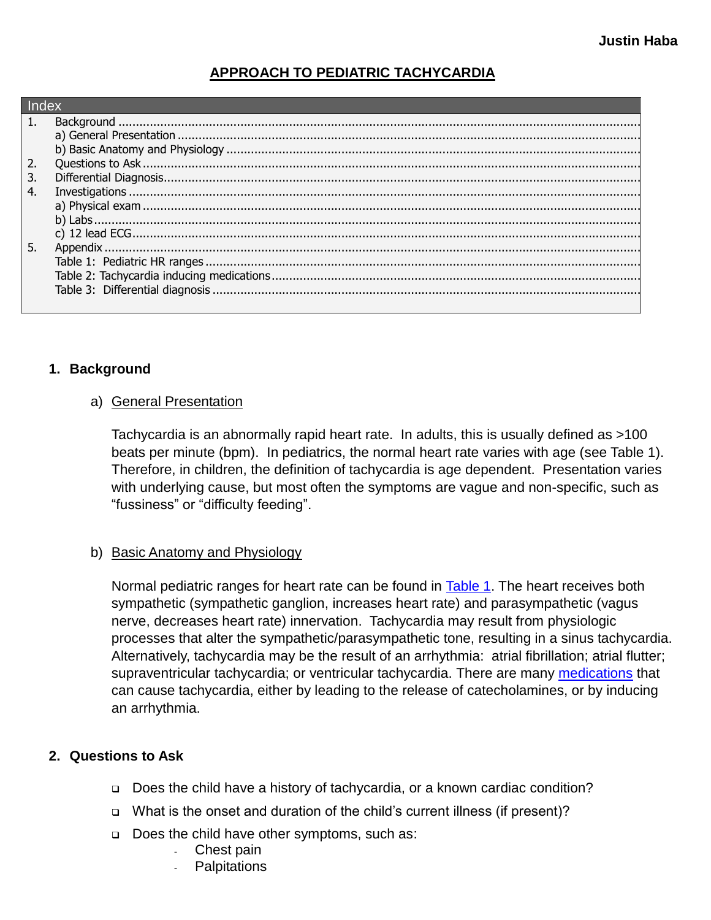Justin Haba

# APPROACH TO PEDIATRIC TACHYCARDIA

| Index | |
|---|---|
| 1. | Background |
| | a) General Presentation |
| | b) Basic Anatomy and Physiology |
| 2. | Questions to Ask |
| 3. | Differential Diagnosis |
| 4. | Investigations |
| | a) Physical exam |
| | b) Labs |
| | c) 12 lead ECG |
| 5. | Appendix |
| | Table 1: Pediatric HR ranges |
| | Table 2: Tachycardia inducing medications |
| | Table 3: Differential diagnosis |

## 1. Background

### a) General Presentation

Tachycardia is an abnormally rapid heart rate. In adults, this is usually defined as >100 beats per minute (bpm). In pediatrics, the normal heart rate varies with age (see Table 1). Therefore, in children, the definition of tachycardia is age dependent. Presentation varies with underlying cause, but most often the symptoms are vague and non-specific, such as "fussiness" or "difficulty feeding".

### b) Basic Anatomy and Physiology

Normal pediatric ranges for heart rate can be found in Table 1. The heart receives both sympathetic (sympathetic ganglion, increases heart rate) and parasympathetic (vagus nerve, decreases heart rate) innervation. Tachycardia may result from physiologic processes that alter the sympathetic/parasympathetic tone, resulting in a sinus tachycardia. Alternatively, tachycardia may be the result of an arrhythmia: atrial fibrillation; atrial flutter; supraventricular tachycardia; or ventricular tachycardia. There are many medications that can cause tachycardia, either by leading to the release of catecholamines, or by inducing an arrhythmia.

## 2. Questions to Ask

- Does the child have a history of tachycardia, or a known cardiac condition?
- What is the onset and duration of the child's current illness (if present)?
- Does the child have other symptoms, such as:
  - Chest pain
  - Palpitations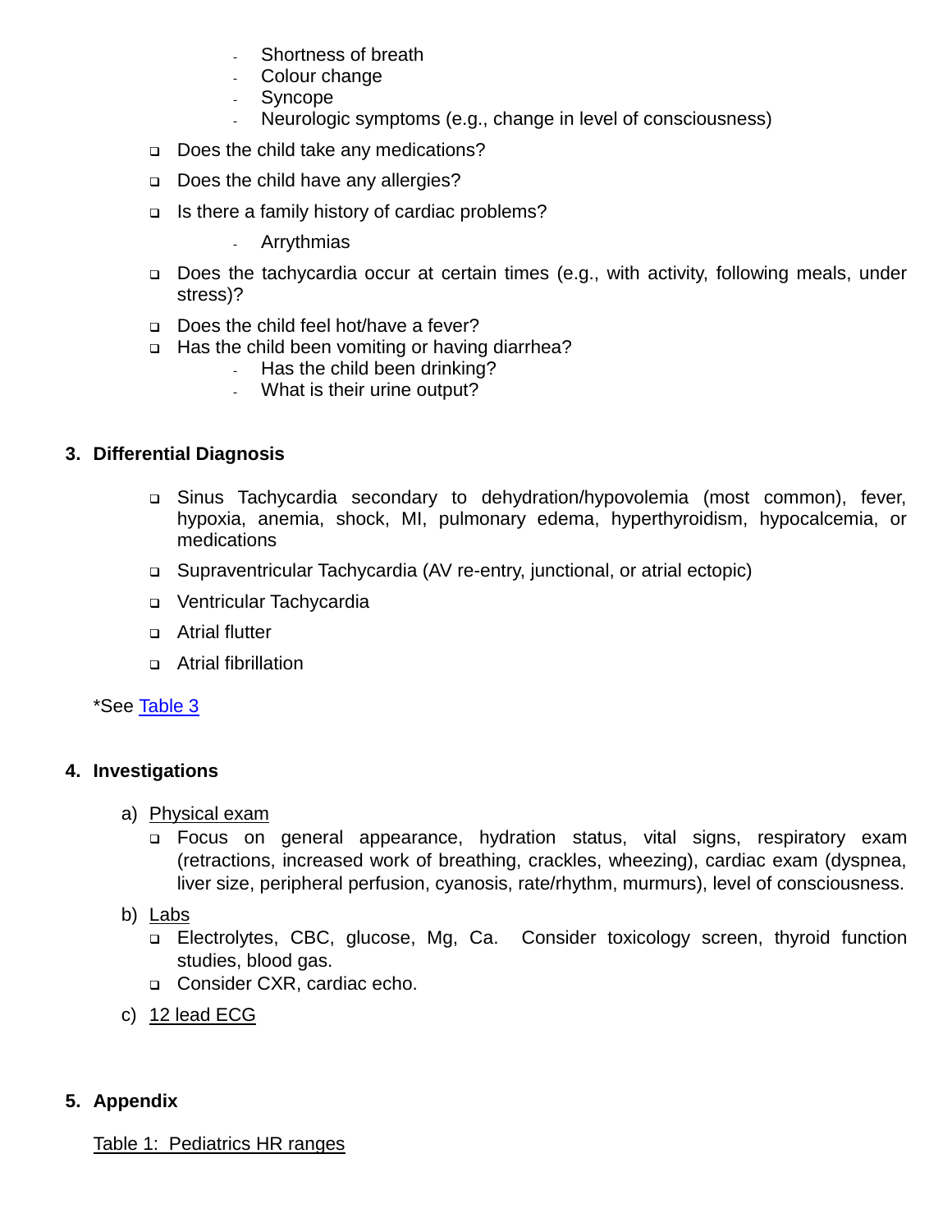- Shortness of breath
  - Colour change
  - Syncope
  - Neurologic symptoms (e.g., change in level of consciousness)

- Does the child take any medications?
- Does the child have any allergies?
- Is there a family history of cardiac problems?
  - Arrythmias
- Does the tachycardia occur at certain times (e.g., with activity, following meals, under stress)?
- Does the child feel hot/have a fever?
- Has the child been vomiting or having diarrhea?
  - Has the child been drinking?
  - What is their urine output?

## 3. Differential Diagnosis

- Sinus Tachycardia secondary to dehydration/hypovolemia (most common), fever, hypoxia, anemia, shock, MI, pulmonary edema, hyperthyroidism, hypocalcemia, or medications
- Supraventricular Tachycardia (AV re-entry, junctional, or atrial ectopic)
- Ventricular Tachycardia
- Atrial flutter
- Atrial fibrillation

*See Table 3

## 4. Investigations

a) Physical exam
- Focus on general appearance, hydration status, vital signs, respiratory exam (retractions, increased work of breathing, crackles, wheezing), cardiac exam (dyspnea, liver size, peripheral perfusion, cyanosis, rate/rhythm, murmurs), level of consciousness.

b) Labs
- Electrolytes, CBC, glucose, Mg, Ca. Consider toxicology screen, thyroid function studies, blood gas.
- Consider CXR, cardiac echo.

c) 12 lead ECG

## 5. Appendix

Table 1: Pediatrics HR ranges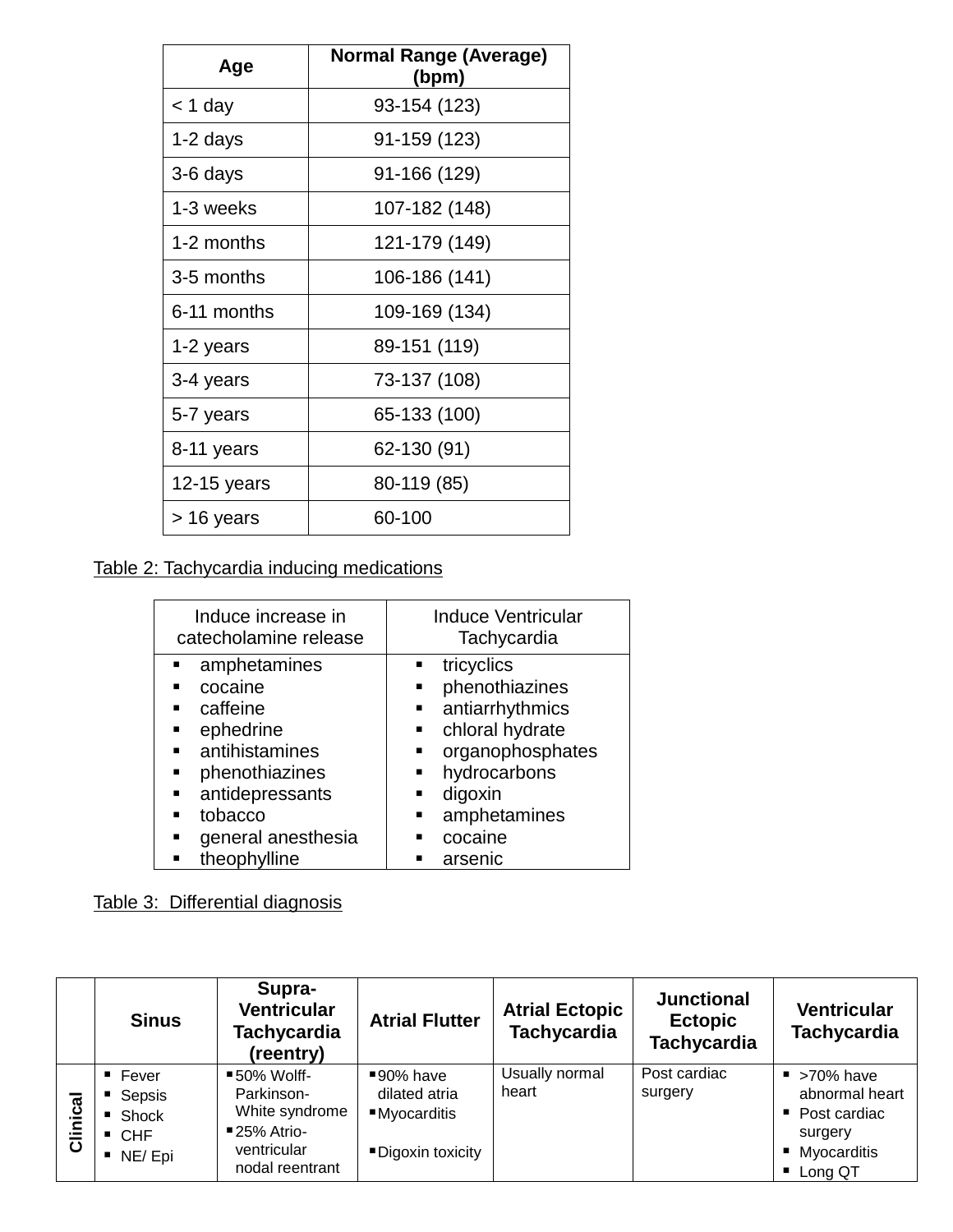| Age | Normal Range (Average) (bpm) |
|---|---|
| < 1 day | 93-154 (123) |
| 1-2 days | 91-159 (123) |
| 3-6 days | 91-166 (129) |
| 1-3 weeks | 107-182 (148) |
| 1-2 months | 121-179 (149) |
| 3-5 months | 106-186 (141) |
| 6-11 months | 109-169 (134) |
| 1-2 years | 89-151 (119) |
| 3-4 years | 73-137 (108) |
| 5-7 years | 65-133 (100) |
| 8-11 years | 62-130 (91) |
| 12-15 years | 80-119 (85) |
| > 16 years | 60-100 |

Table 2: Tachycardia inducing medications

| Induce increase in catecholamine release | Induce Ventricular Tachycardia |
|---|---|
| ▪ amphetamines<br>▪ cocaine<br>▪ caffeine<br>▪ ephedrine<br>▪ antihistamines<br>▪ phenothiazines<br>▪ antidepressants<br>▪ tobacco<br>▪ general anesthesia<br>▪ theophylline | ▪ tricyclics<br>▪ phenothiazines<br>▪ antiarrhythmics<br>▪ chloral hydrate<br>▪ organophosphates<br>▪ hydrocarbons<br>▪ digoxin<br>▪ amphetamines<br>▪ cocaine<br>▪ arsenic |

Table 3: Differential diagnosis

| | Sinus | Supra-Ventricular Tachycardia (reentry) | Atrial Flutter | Atrial Ectopic Tachycardia | Junctional Ectopic Tachycardia | Ventricular Tachycardia |
|---|---|---|---|---|---|---|
| **Clinical** | ▪ Fever<br>▪ Sepsis<br>▪ Shock<br>▪ CHF<br>▪ NE/ Epi | ▪ 50% Wolff-Parkinson-White syndrome<br>▪ 25% Atrio-ventricular nodal reentrant | ▪ 90% have dilated atria<br>▪ Myocarditis<br>▪ Digoxin toxicity | Usually normal heart | Post cardiac surgery | ▪ >70% have abnormal heart<br>▪ Post cardiac surgery<br>▪ Myocarditis<br>▪ Long QT |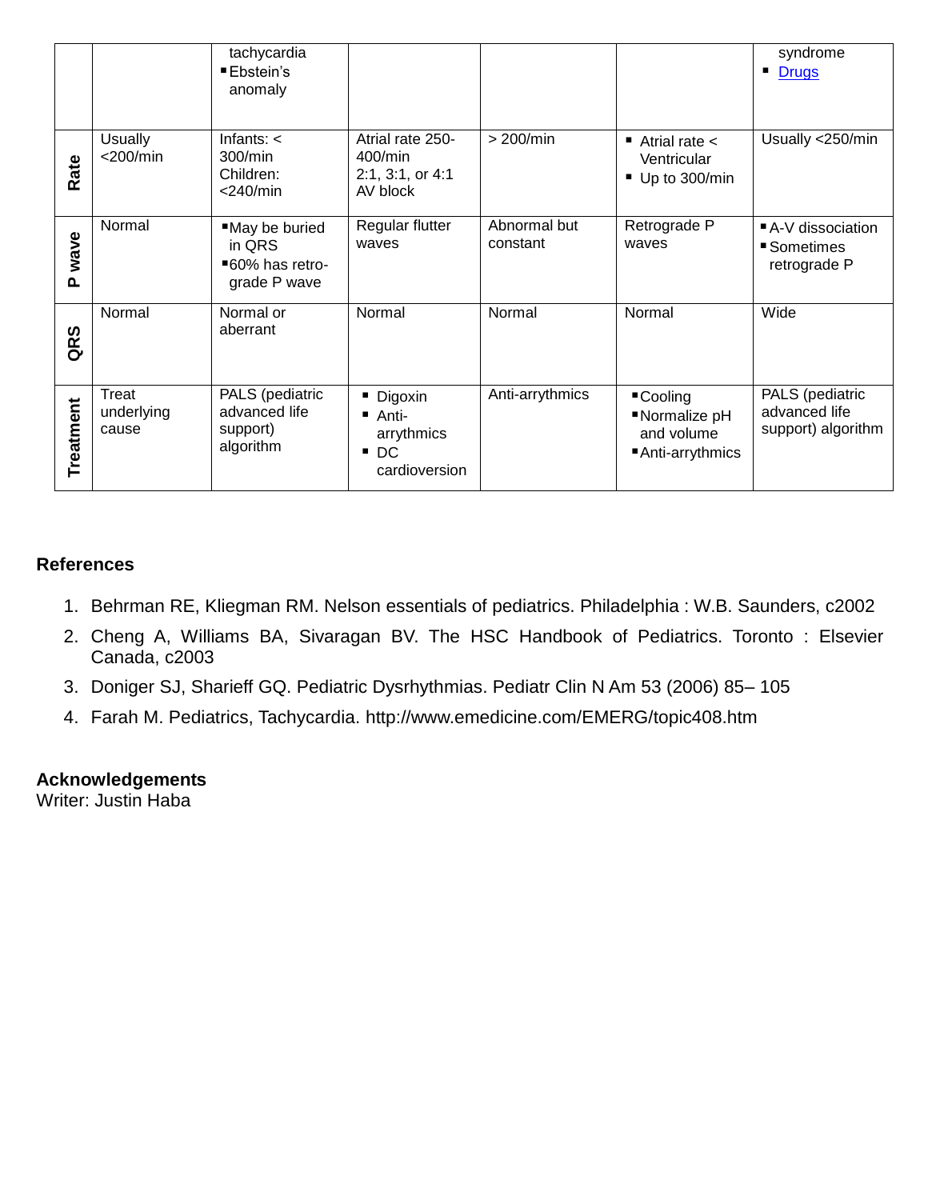| | | | | | | | |
|---|---|---|---|---|---|---|---|
| | | tachycardia<br>▪ Ebstein's anomaly | | | | | syndrome<br>▪ Drugs |
| **Rate** | Usually <200/min | Infants: < 300/min<br>Children: <240/min | Atrial rate 250-400/min<br>2:1, 3:1, or 4:1 AV block | > 200/min | ▪ Atrial rate < Ventricular<br>▪ Up to 300/min | Usually <250/min |
| **P wave** | Normal | ▪ May be buried in QRS<br>▪ 60% has retro-grade P wave | Regular flutter waves | Abnormal but constant | Retrograde P waves | ▪ A-V dissociation<br>▪ Sometimes retrograde P |
| **QRS** | Normal | Normal or aberrant | Normal | Normal | Normal | Wide |
| **Treatment** | Treat underlying cause | PALS (pediatric advanced life support) algorithm | ▪ Digoxin<br>▪ Anti-arrythmics<br>▪ DC cardioversion | Anti-arrythmics | ▪ Cooling<br>▪ Normalize pH and volume<br>▪ Anti-arrythmics | PALS (pediatric advanced life support) algorithm |

**References**

1. Behrman RE, Kliegman RM. Nelson essentials of pediatrics. Philadelphia : W.B. Saunders, c2002
2. Cheng A, Williams BA, Sivaragan BV. The HSC Handbook of Pediatrics. Toronto : Elsevier Canada, c2003
3. Doniger SJ, Sharieff GQ. Pediatric Dysrhythmias. Pediatr Clin N Am 53 (2006) 85– 105
4. Farah M. Pediatrics, Tachycardia. http://www.emedicine.com/EMERG/topic408.htm

**Acknowledgements**
Writer: Justin Haba